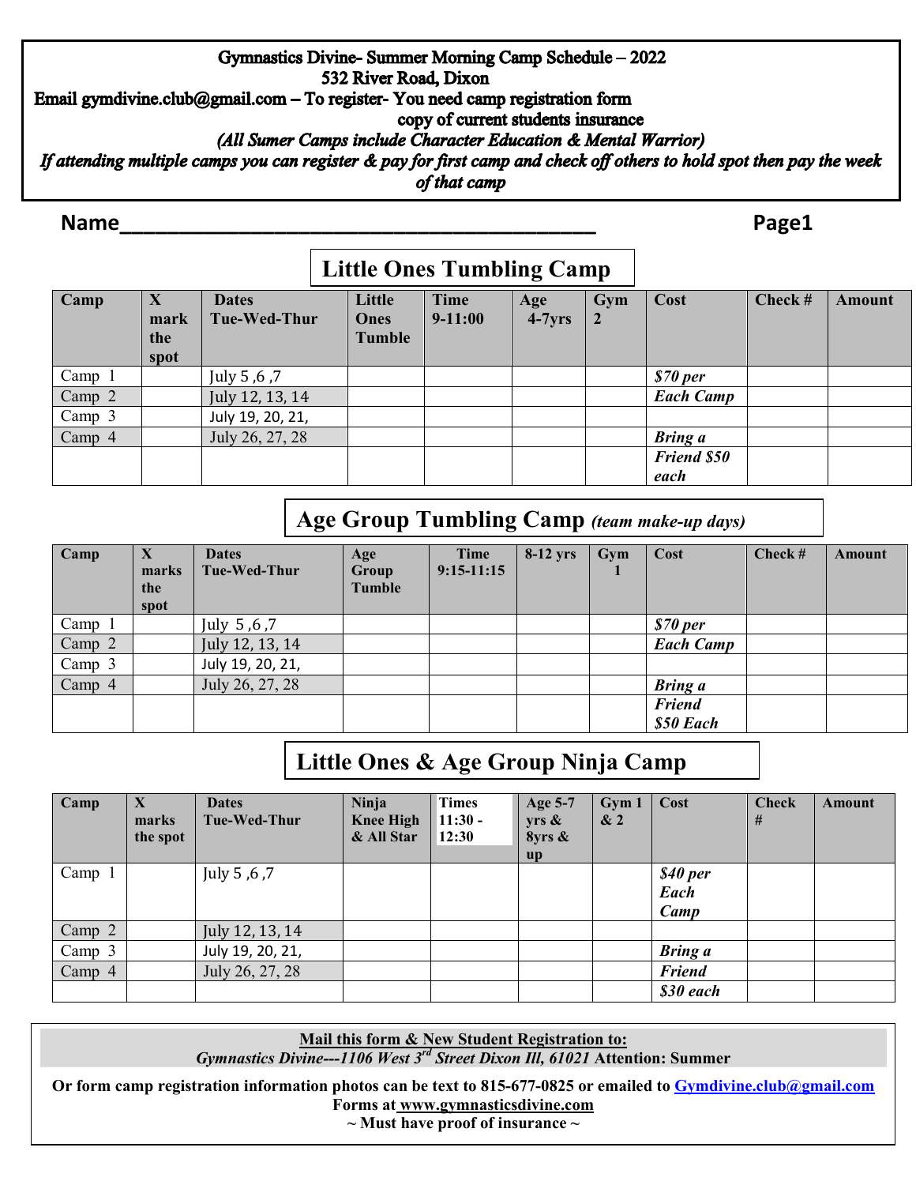**Gymnastics Divine- Summer Morning Camp Schedule – 2022**
**532 River Road, Dixon**
**Email gymdivine.club@gmail.com – To register- You need camp registration form**
**copy of current students insurance**
***(All Sumer Camps include Character Education & Mental Warrior)***
***If attending multiple camps you can register & pay for first camp and check off others to hold spot then pay the week of that camp***

**Name___________________________________________** **Page1**

## Little Ones Tumbling Camp

| Camp | X mark the spot | Dates Tue-Wed-Thur | Little Ones Tumble | Time 9-11:00 | Age 4-7yrs | Gym 2 | Cost | Check # | Amount |
|---|---|---|---|---|---|---|---|---|---|
| Camp 1 | | July 5 ,6 ,7 | | | | | *$70 per* | | |
| Camp 2 | | July 12, 13, 14 | | | | | *Each Camp* | | |
| Camp 3 | | July 19, 20, 21, | | | | | | | |
| Camp 4 | | July 26, 27, 28 | | | | | *Bring a* | | |
| | | | | | | | *Friend $50 each* | | |

## Age Group Tumbling Camp *(team make-up days)*

| Camp | X marks the spot | Dates Tue-Wed-Thur | Age Group Tumble | Time 9:15-11:15 | 8-12 yrs | Gym 1 | Cost | Check # | Amount |
|---|---|---|---|---|---|---|---|---|---|
| Camp 1 | | July 5 ,6 ,7 | | | | | *$70 per* | | |
| Camp 2 | | July 12, 13, 14 | | | | | *Each Camp* | | |
| Camp 3 | | July 19, 20, 21, | | | | | | | |
| Camp 4 | | July 26, 27, 28 | | | | | *Bring a* | | |
| | | | | | | | *Friend $50 Each* | | |

## Little Ones & Age Group Ninja Camp

| Camp | X marks the spot | Dates Tue-Wed-Thur | Ninja Knee High & All Star | Times 11:30 - 12:30 | Age 5-7 yrs & 8yrs & up | Gym 1 & 2 | Cost | Check # | Amount |
|---|---|---|---|---|---|---|---|---|---|
| Camp 1 | | July 5 ,6 ,7 | | | | | *$40 per Each Camp* | | |
| Camp 2 | | July 12, 13, 14 | | | | | | | |
| Camp 3 | | July 19, 20, 21, | | | | | *Bring a* | | |
| Camp 4 | | July 26, 27, 28 | | | | | *Friend* | | |
| | | | | | | | *$30 each* | | |

**Mail this form & New Student Registration to:**
***Gymnastics Divine---1106 West 3rd Street Dixon Ill, 61021*** **Attention: Summer**

**Or form camp registration information photos can be text to 815-677-0825 or emailed to Gymdivine.club@gmail.com**
**Forms at www.gymnasticsdivine.com**
**~ Must have proof of insurance ~**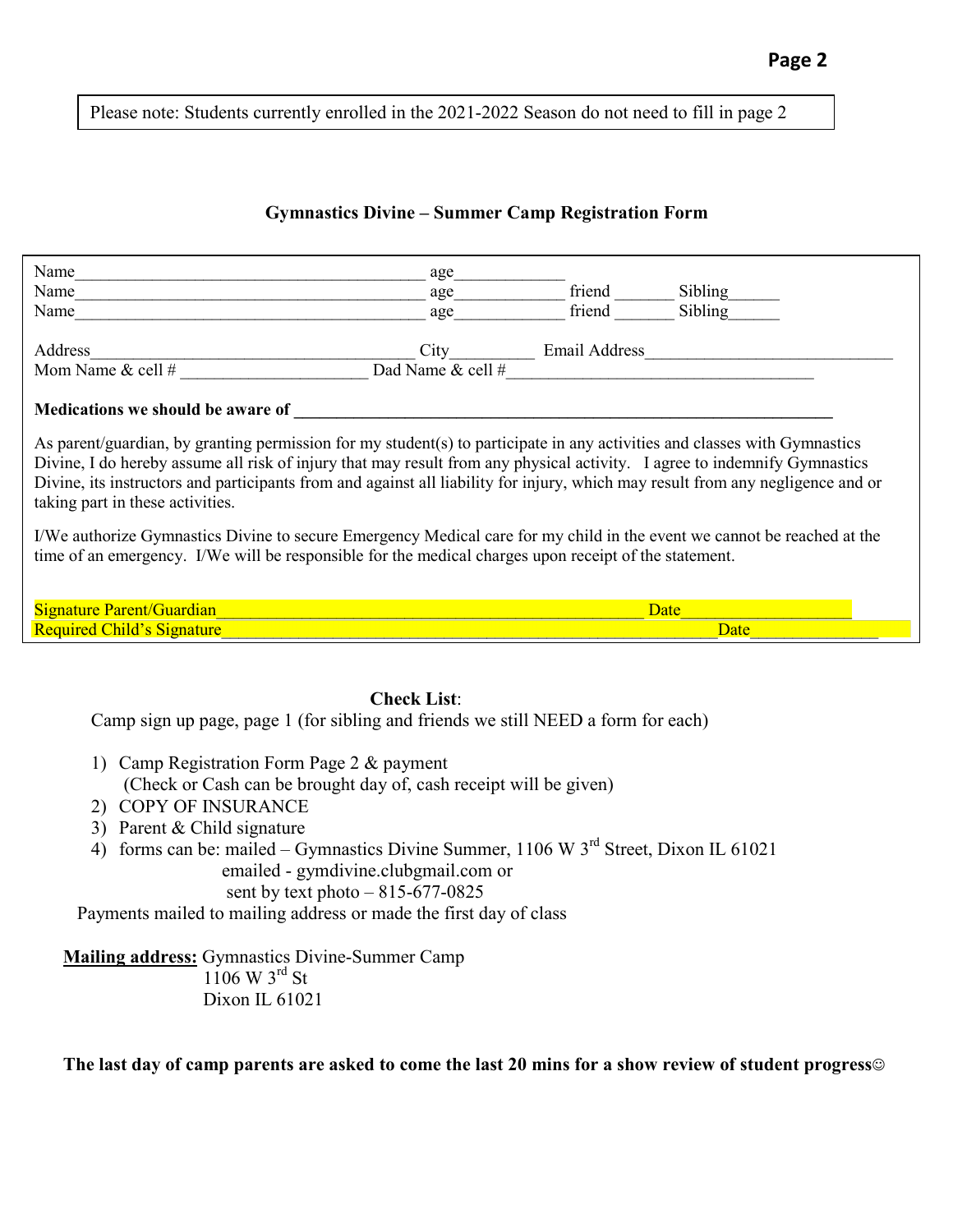Please note: Students currently enrolled in the 2021-2022 Season do not need to fill in page 2

## Gymnastics Divine – Summer Camp Registration Form

Name_________________________________________ age____________

Name_________________________________________ age____________ friend _______ Sibling______

Name_________________________________________ age____________ friend _______ Sibling______

Address_______________________________________ City_________ Email Address____________________________

Mom Name & cell # _____________________ Dad Name & cell #___________________________________

**Medications we should be aware of ___________________________________________________________**

As parent/guardian, by granting permission for my student(s) to participate in any activities and classes with Gymnastics Divine, I do hereby assume all risk of injury that may result from any physical activity. I agree to indemnify Gymnastics Divine, its instructors and participants from and against all liability for injury, which may result from any negligence and or taking part in these activities.

I/We authorize Gymnastics Divine to secure Emergency Medical care for my child in the event we cannot be reached at the time of an emergency. I/We will be responsible for the medical charges upon receipt of the statement.

Signature Parent/Guardian__________________________________________________ Date____________________

Required Child's Signature__________________________________________________________Date_______________

**Check List**:

Camp sign up page, page 1 (for sibling and friends we still NEED a form for each)

1) Camp Registration Form Page 2 & payment
   (Check or Cash can be brought day of, cash receipt will be given)
2) COPY OF INSURANCE
3) Parent & Child signature
4) forms can be: mailed – Gymnastics Divine Summer, 1106 W 3rd Street, Dixon IL 61021
   emailed - gymdivine.clubgmail.com or
   sent by text photo – 815-677-0825

Payments mailed to mailing address or made the first day of class

**Mailing address:** Gymnastics Divine-Summer Camp
1106 W 3rd St
Dixon IL 61021

**The last day of camp parents are asked to come the last 20 mins for a show review of student progress☺**